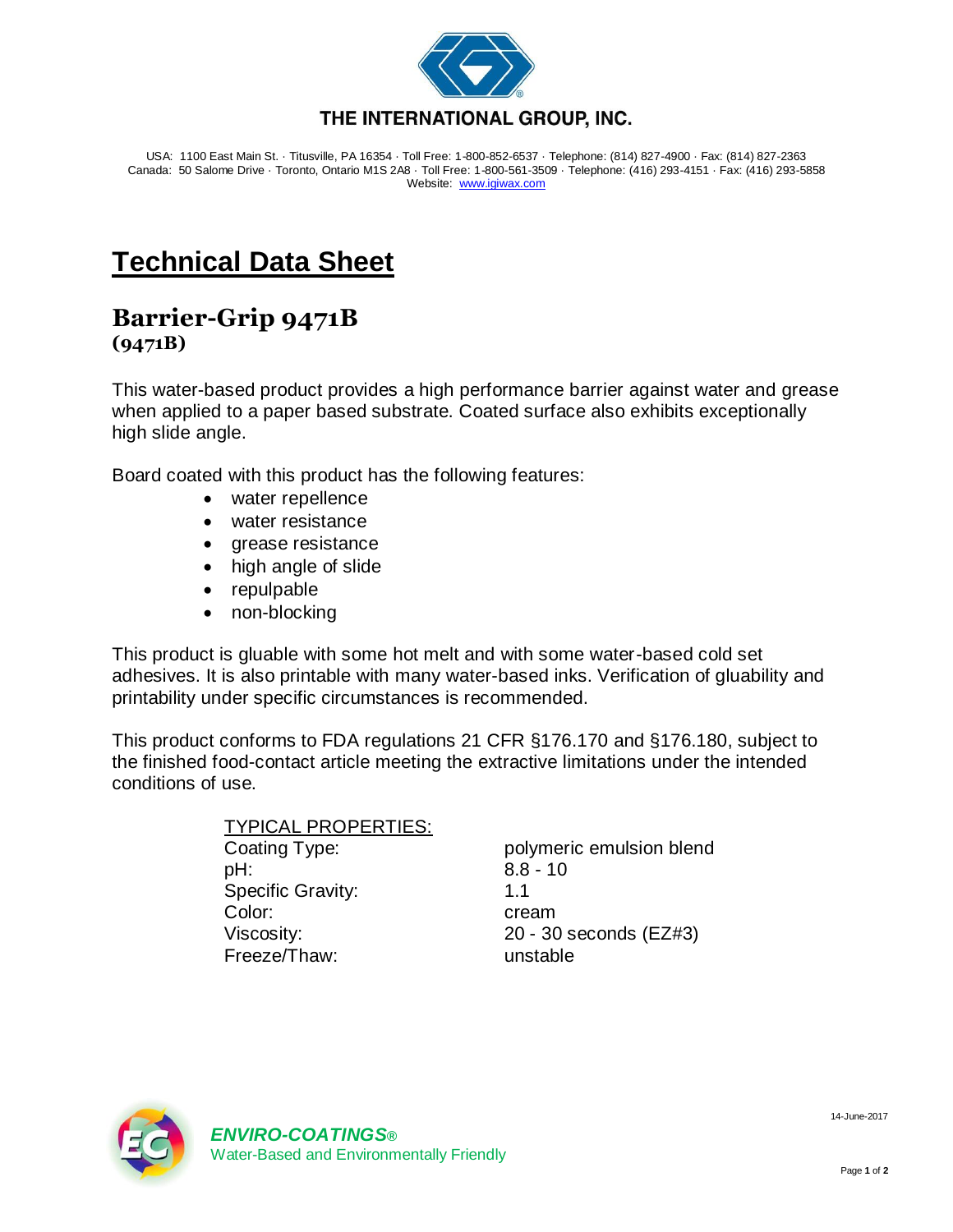**THE INTERNATIONAL GROUP, INC.**

USA: 1100 East Main St. · Titusville, PA 16354 · Toll Free: 1-800-852-6537 · Telephone: (814) 827-4900 · Fax: (814) 827-2363
Canada: 50 Salome Drive · Toronto, Ontario M1S 2A8 · Toll Free: 1-800-561-3509 · Telephone: (416) 293-4151 · Fax: (416) 293-5858
Website: www.igiwax.com

# Technical Data Sheet

## Barrier-Grip 9471B
**(9471B)**

This water-based product provides a high performance barrier against water and grease when applied to a paper based substrate. Coated surface also exhibits exceptionally high slide angle.

Board coated with this product has the following features:

- water repellence
- water resistance
- grease resistance
- high angle of slide
- repulpable
- non-blocking

This product is gluable with some hot melt and with some water-based cold set adhesives. It is also printable with many water-based inks. Verification of gluability and printability under specific circumstances is recommended.

This product conforms to FDA regulations 21 CFR §176.170 and §176.180, subject to the finished food-contact article meeting the extractive limitations under the intended conditions of use.

TYPICAL PROPERTIES:

| Property | Value |
|---|---|
| Coating Type: | polymeric emulsion blend |
| pH: | 8.8 - 10 |
| Specific Gravity: | 1.1 |
| Color: | cream |
| Viscosity: | 20 - 30 seconds (EZ#3) |
| Freeze/Thaw: | unstable |

***ENVIRO-COATINGS®***
Water-Based and Environmentally Friendly

14-June-2017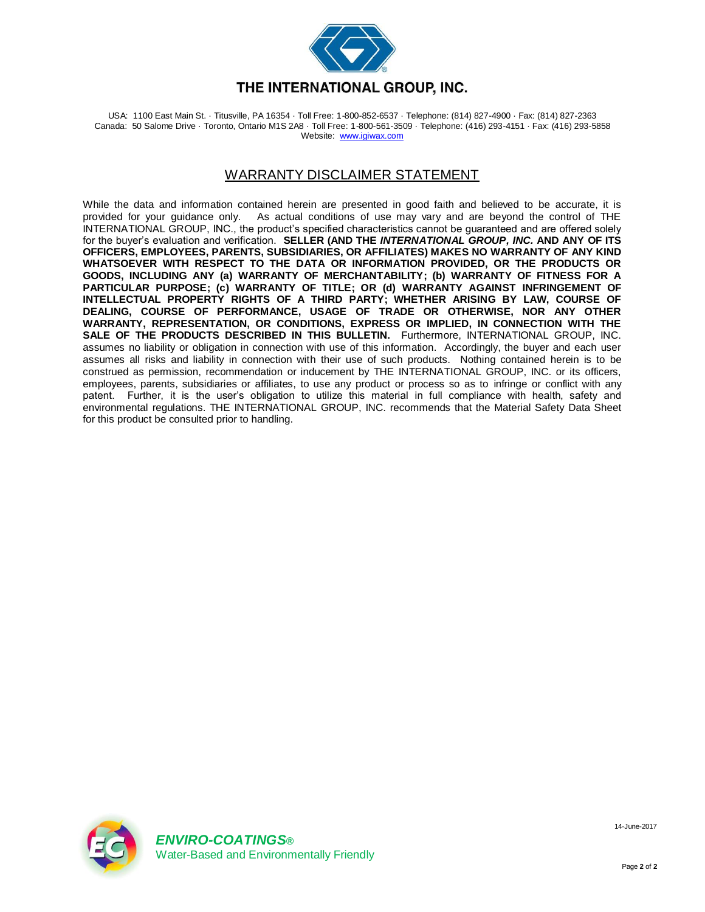# THE INTERNATIONAL GROUP, INC.

USA: 1100 East Main St. · Titusville, PA 16354 · Toll Free: 1-800-852-6537 · Telephone: (814) 827-4900 · Fax: (814) 827-2363
Canada: 50 Salome Drive · Toronto, Ontario M1S 2A8 · Toll Free: 1-800-561-3509 · Telephone: (416) 293-4151 · Fax: (416) 293-5858
Website: [www.igiwax.com](http://www.igiwax.com)

## WARRANTY DISCLAIMER STATEMENT

While the data and information contained herein are presented in good faith and believed to be accurate, it is provided for your guidance only. As actual conditions of use may vary and are beyond the control of THE INTERNATIONAL GROUP, INC., the product's specified characteristics cannot be guaranteed and are offered solely for the buyer's evaluation and verification. **SELLER (AND THE *INTERNATIONAL GROUP, INC.* AND ANY OF ITS OFFICERS, EMPLOYEES, PARENTS, SUBSIDIARIES, OR AFFILIATES) MAKES NO WARRANTY OF ANY KIND WHATSOEVER WITH RESPECT TO THE DATA OR INFORMATION PROVIDED, OR THE PRODUCTS OR GOODS, INCLUDING ANY (a) WARRANTY OF MERCHANTABILITY; (b) WARRANTY OF FITNESS FOR A PARTICULAR PURPOSE; (c) WARRANTY OF TITLE; OR (d) WARRANTY AGAINST INFRINGEMENT OF INTELLECTUAL PROPERTY RIGHTS OF A THIRD PARTY; WHETHER ARISING BY LAW, COURSE OF DEALING, COURSE OF PERFORMANCE, USAGE OF TRADE OR OTHERWISE, NOR ANY OTHER WARRANTY, REPRESENTATION, OR CONDITIONS, EXPRESS OR IMPLIED, IN CONNECTION WITH THE SALE OF THE PRODUCTS DESCRIBED IN THIS BULLETIN.** Furthermore, INTERNATIONAL GROUP, INC. assumes no liability or obligation in connection with use of this information. Accordingly, the buyer and each user assumes all risks and liability in connection with their use of such products. Nothing contained herein is to be construed as permission, recommendation or inducement by THE INTERNATIONAL GROUP, INC. or its officers, employees, parents, subsidiaries or affiliates, to use any product or process so as to infringe or conflict with any patent. Further, it is the user's obligation to utilize this material in full compliance with health, safety and environmental regulations. THE INTERNATIONAL GROUP, INC. recommends that the Material Safety Data Sheet for this product be consulted prior to handling.

***ENVIRO-COATINGS®***
Water-Based and Environmentally Friendly

14-June-2017